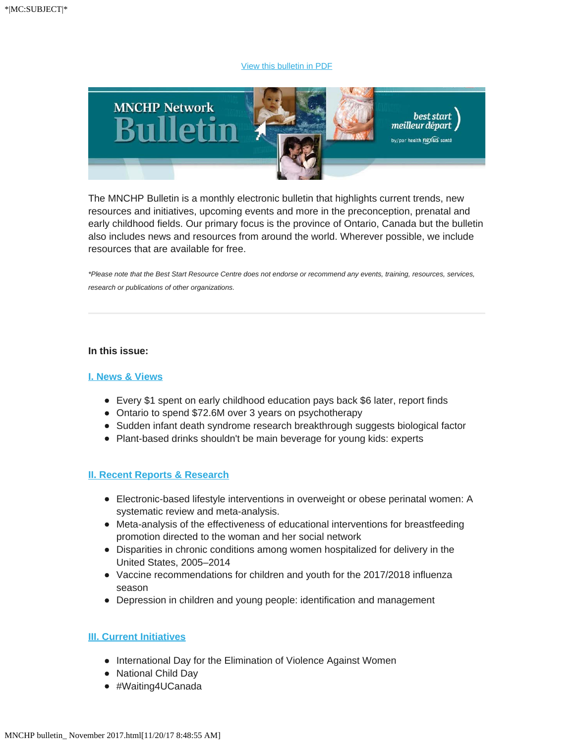*|MC:SUBJECT|*

View this bulletin in PDF

The MNCHP Bulletin is a monthly electronic bulletin that highlights current trends, new resources and initiatives, upcoming events and more in the preconception, prenatal and early childhood fields. Our primary focus is the province of Ontario, Canada but the bulletin also includes news and resources from around the world. Wherever possible, we include resources that are available for free.

*\*Please note that the Best Start Resource Centre does not endorse or recommend any events, training, resources, services, research or publications of other organizations.*

---

**In this issue:**

**I. News & Views**

- Every $1 spent on early childhood education pays back $6 later, report finds
- Ontario to spend $72.6M over 3 years on psychotherapy
- Sudden infant death syndrome research breakthrough suggests biological factor
- Plant-based drinks shouldn't be main beverage for young kids: experts

**II. Recent Reports & Research**

- Electronic-based lifestyle interventions in overweight or obese perinatal women: A systematic review and meta-analysis.
- Meta-analysis of the effectiveness of educational interventions for breastfeeding promotion directed to the woman and her social network
- Disparities in chronic conditions among women hospitalized for delivery in the United States, 2005–2014
- Vaccine recommendations for children and youth for the 2017/2018 influenza season
- Depression in children and young people: identification and management

**III. Current Initiatives**

- International Day for the Elimination of Violence Against Women
- National Child Day
- #Waiting4UCanada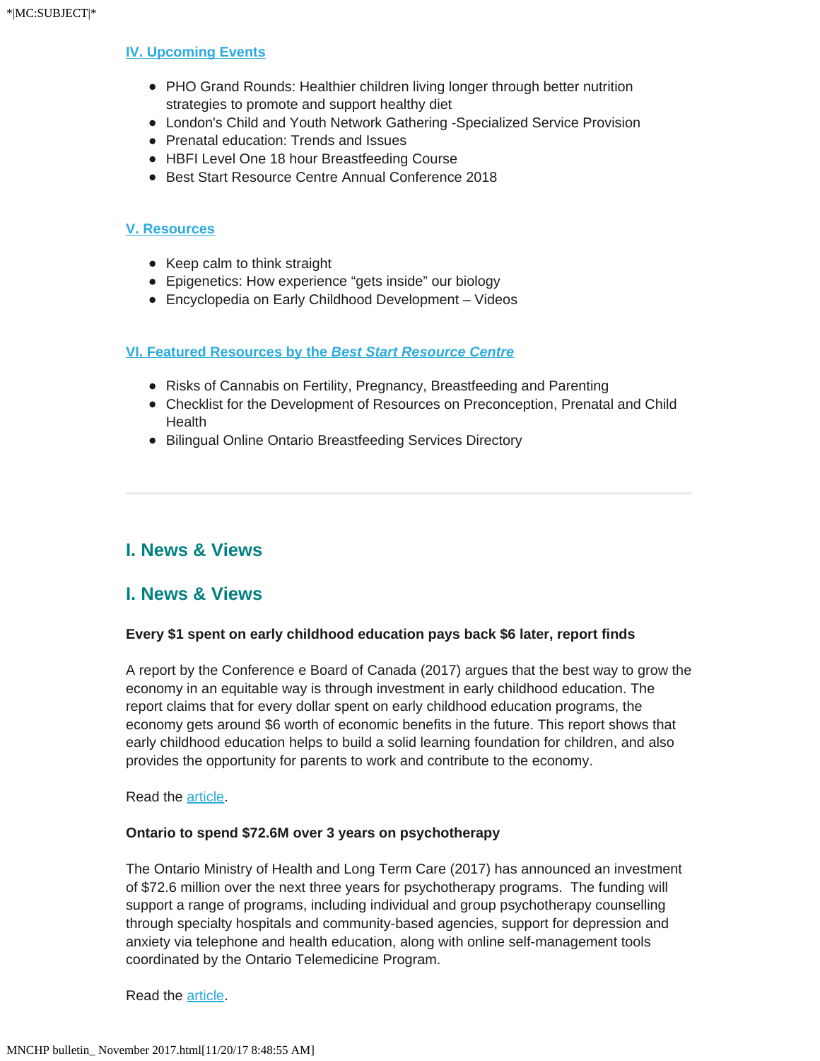### IV. Upcoming Events

- PHO Grand Rounds: Healthier children living longer through better nutrition strategies to promote and support healthy diet
- London's Child and Youth Network Gathering -Specialized Service Provision
- Prenatal education: Trends and Issues
- HBFI Level One 18 hour Breastfeeding Course
- Best Start Resource Centre Annual Conference 2018

### V. Resources

- Keep calm to think straight
- Epigenetics: How experience "gets inside" our biology
- Encyclopedia on Early Childhood Development – Videos

### VI. Featured Resources by the *Best Start Resource Centre*

- Risks of Cannabis on Fertility, Pregnancy, Breastfeeding and Parenting
- Checklist for the Development of Resources on Preconception, Prenatal and Child Health
- Bilingual Online Ontario Breastfeeding Services Directory

---

## I. News & Views

## I. News & Views

**Every $1 spent on early childhood education pays back $6 later, report finds**

A report by the Conference e Board of Canada (2017) argues that the best way to grow the economy in an equitable way is through investment in early childhood education. The report claims that for every dollar spent on early childhood education programs, the economy gets around $6 worth of economic benefits in the future. This report shows that early childhood education helps to build a solid learning foundation for children, and also provides the opportunity for parents to work and contribute to the economy.

Read the article.

**Ontario to spend $72.6M over 3 years on psychotherapy**

The Ontario Ministry of Health and Long Term Care (2017) has announced an investment of $72.6 million over the next three years for psychotherapy programs. The funding will support a range of programs, including individual and group psychotherapy counselling through specialty hospitals and community-based agencies, support for depression and anxiety via telephone and health education, along with online self-management tools coordinated by the Ontario Telemedicine Program.

Read the article.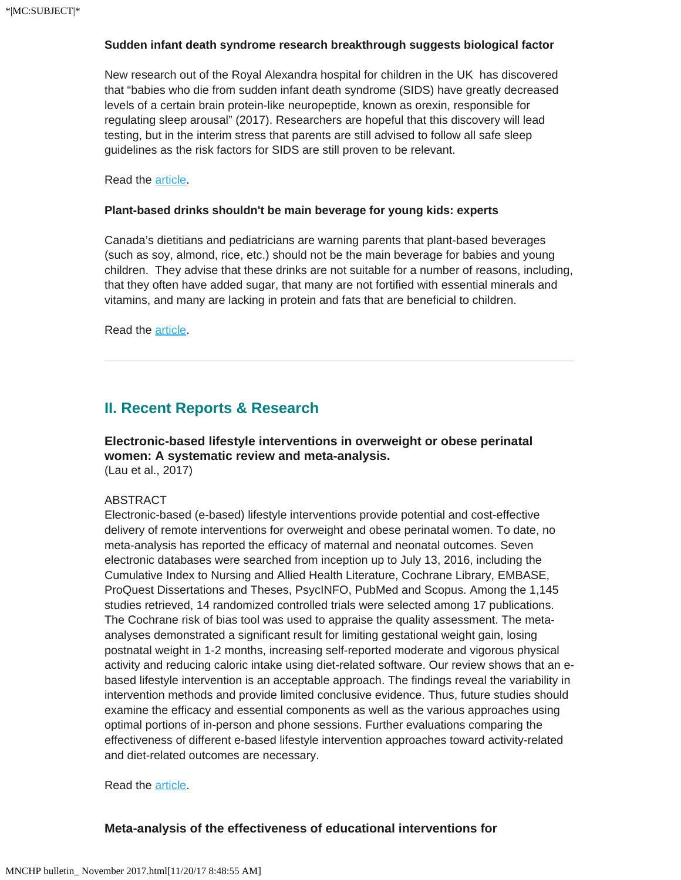**Sudden infant death syndrome research breakthrough suggests biological factor**

New research out of the Royal Alexandra hospital for children in the UK has discovered that "babies who die from sudden infant death syndrome (SIDS) have greatly decreased levels of a certain brain protein-like neuropeptide, known as orexin, responsible for regulating sleep arousal" (2017). Researchers are hopeful that this discovery will lead testing, but in the interim stress that parents are still advised to follow all safe sleep guidelines as the risk factors for SIDS are still proven to be relevant.

Read the article.

**Plant-based drinks shouldn't be main beverage for young kids: experts**

Canada's dietitians and pediatricians are warning parents that plant-based beverages (such as soy, almond, rice, etc.) should not be the main beverage for babies and young children. They advise that these drinks are not suitable for a number of reasons, including, that they often have added sugar, that many are not fortified with essential minerals and vitamins, and many are lacking in protein and fats that are beneficial to children.

Read the article.

---

## II. Recent Reports & Research

**Electronic-based lifestyle interventions in overweight or obese perinatal women: A systematic review and meta-analysis.**
(Lau et al., 2017)

ABSTRACT
Electronic-based (e-based) lifestyle interventions provide potential and cost-effective delivery of remote interventions for overweight and obese perinatal women. To date, no meta-analysis has reported the efficacy of maternal and neonatal outcomes. Seven electronic databases were searched from inception up to July 13, 2016, including the Cumulative Index to Nursing and Allied Health Literature, Cochrane Library, EMBASE, ProQuest Dissertations and Theses, PsycINFO, PubMed and Scopus. Among the 1,145 studies retrieved, 14 randomized controlled trials were selected among 17 publications. The Cochrane risk of bias tool was used to appraise the quality assessment. The meta-analyses demonstrated a significant result for limiting gestational weight gain, losing postnatal weight in 1-2 months, increasing self-reported moderate and vigorous physical activity and reducing caloric intake using diet-related software. Our review shows that an e-based lifestyle intervention is an acceptable approach. The findings reveal the variability in intervention methods and provide limited conclusive evidence. Thus, future studies should examine the efficacy and essential components as well as the various approaches using optimal portions of in-person and phone sessions. Further evaluations comparing the effectiveness of different e-based lifestyle intervention approaches toward activity-related and diet-related outcomes are necessary.

Read the article.

**Meta-analysis of the effectiveness of educational interventions for**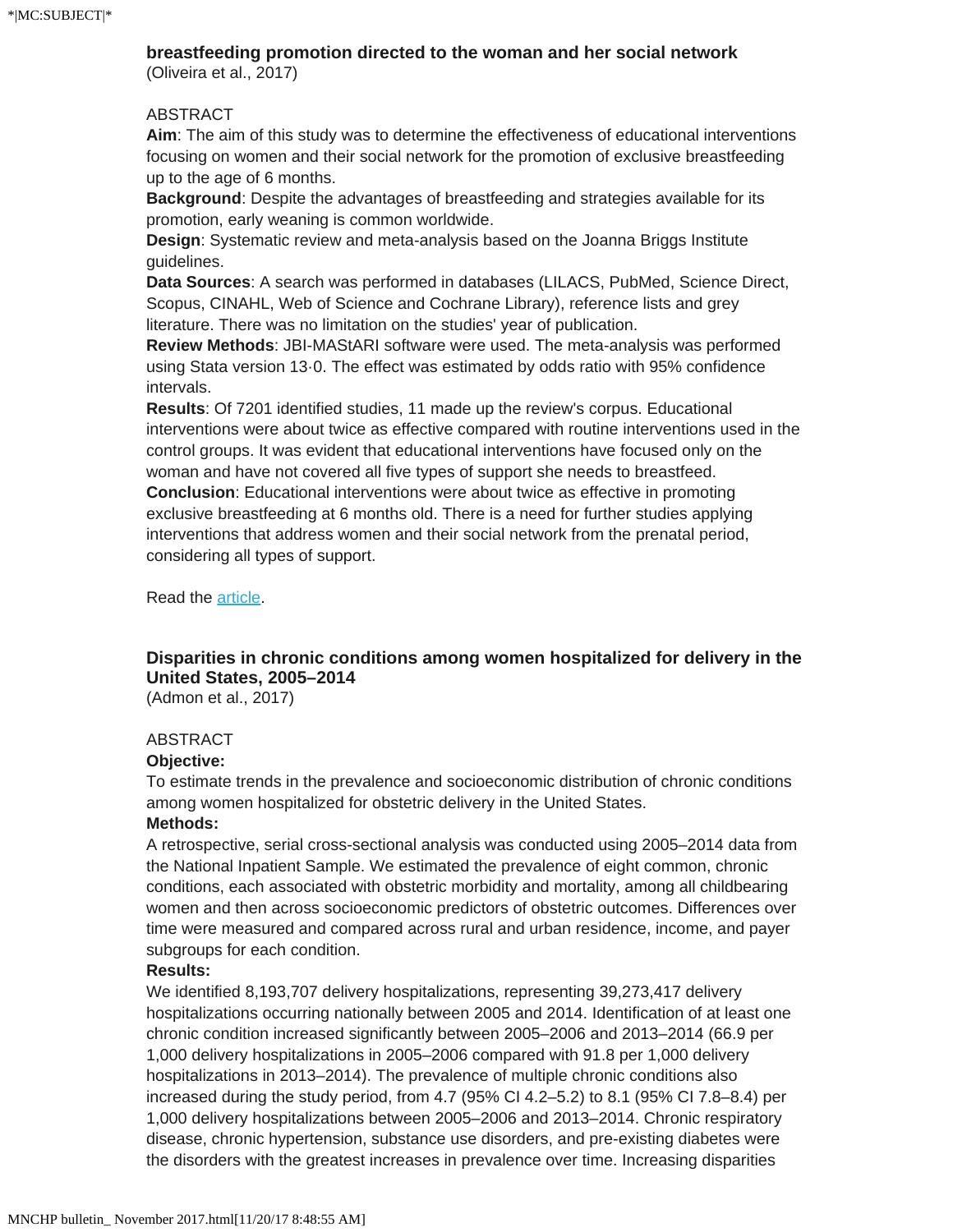**breastfeeding promotion directed to the woman and her social network**
(Oliveira et al., 2017)

ABSTRACT

**Aim**: The aim of this study was to determine the effectiveness of educational interventions focusing on women and their social network for the promotion of exclusive breastfeeding up to the age of 6 months.

**Background**: Despite the advantages of breastfeeding and strategies available for its promotion, early weaning is common worldwide.

**Design**: Systematic review and meta-analysis based on the Joanna Briggs Institute guidelines.

**Data Sources**: A search was performed in databases (LILACS, PubMed, Science Direct, Scopus, CINAHL, Web of Science and Cochrane Library), reference lists and grey literature. There was no limitation on the studies' year of publication.

**Review Methods**: JBI-MAStARI software were used. The meta-analysis was performed using Stata version 13·0. The effect was estimated by odds ratio with 95% confidence intervals.

**Results**: Of 7201 identified studies, 11 made up the review's corpus. Educational interventions were about twice as effective compared with routine interventions used in the control groups. It was evident that educational interventions have focused only on the woman and have not covered all five types of support she needs to breastfeed.

**Conclusion**: Educational interventions were about twice as effective in promoting exclusive breastfeeding at 6 months old. There is a need for further studies applying interventions that address women and their social network from the prenatal period, considering all types of support.

Read the article.

**Disparities in chronic conditions among women hospitalized for delivery in the United States, 2005–2014**
(Admon et al., 2017)

ABSTRACT

**Objective:**

To estimate trends in the prevalence and socioeconomic distribution of chronic conditions among women hospitalized for obstetric delivery in the United States.

**Methods:**

A retrospective, serial cross-sectional analysis was conducted using 2005–2014 data from the National Inpatient Sample. We estimated the prevalence of eight common, chronic conditions, each associated with obstetric morbidity and mortality, among all childbearing women and then across socioeconomic predictors of obstetric outcomes. Differences over time were measured and compared across rural and urban residence, income, and payer subgroups for each condition.

**Results:**

We identified 8,193,707 delivery hospitalizations, representing 39,273,417 delivery hospitalizations occurring nationally between 2005 and 2014. Identification of at least one chronic condition increased significantly between 2005–2006 and 2013–2014 (66.9 per 1,000 delivery hospitalizations in 2005–2006 compared with 91.8 per 1,000 delivery hospitalizations in 2013–2014). The prevalence of multiple chronic conditions also increased during the study period, from 4.7 (95% CI 4.2–5.2) to 8.1 (95% CI 7.8–8.4) per 1,000 delivery hospitalizations between 2005–2006 and 2013–2014. Chronic respiratory disease, chronic hypertension, substance use disorders, and pre-existing diabetes were the disorders with the greatest increases in prevalence over time. Increasing disparities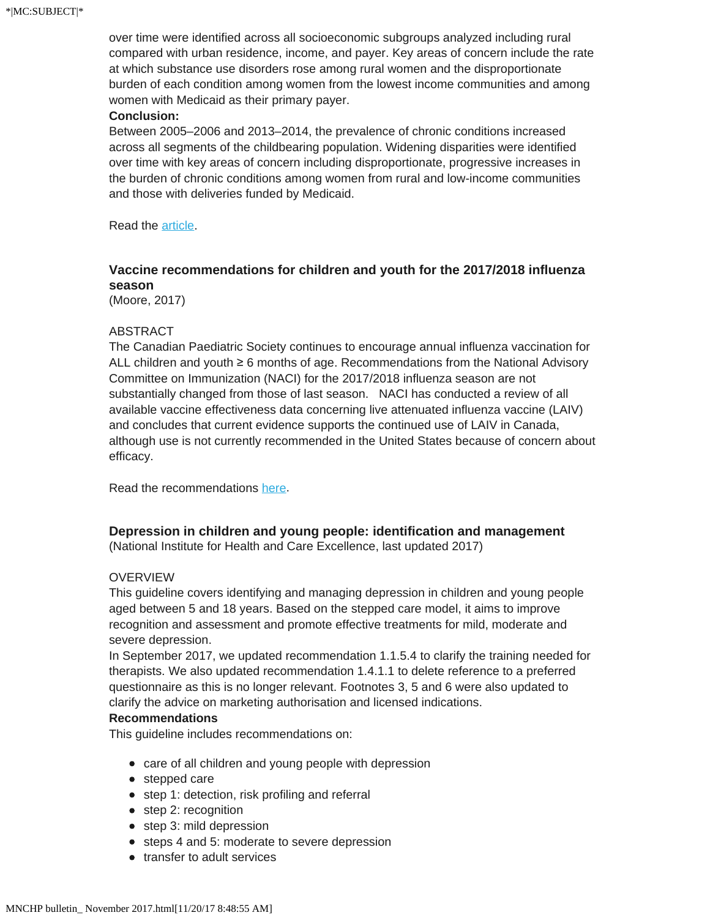over time were identified across all socioeconomic subgroups analyzed including rural compared with urban residence, income, and payer. Key areas of concern include the rate at which substance use disorders rose among rural women and the disproportionate burden of each condition among women from the lowest income communities and among women with Medicaid as their primary payer.

**Conclusion:**

Between 2005–2006 and 2013–2014, the prevalence of chronic conditions increased across all segments of the childbearing population. Widening disparities were identified over time with key areas of concern including disproportionate, progressive increases in the burden of chronic conditions among women from rural and low-income communities and those with deliveries funded by Medicaid.

Read the article.

### Vaccine recommendations for children and youth for the 2017/2018 influenza season

(Moore, 2017)

ABSTRACT

The Canadian Paediatric Society continues to encourage annual influenza vaccination for ALL children and youth ≥ 6 months of age. Recommendations from the National Advisory Committee on Immunization (NACI) for the 2017/2018 influenza season are not substantially changed from those of last season. NACI has conducted a review of all available vaccine effectiveness data concerning live attenuated influenza vaccine (LAIV) and concludes that current evidence supports the continued use of LAIV in Canada, although use is not currently recommended in the United States because of concern about efficacy.

Read the recommendations here.

### Depression in children and young people: identification and management

(National Institute for Health and Care Excellence, last updated 2017)

OVERVIEW

This guideline covers identifying and managing depression in children and young people aged between 5 and 18 years. Based on the stepped care model, it aims to improve recognition and assessment and promote effective treatments for mild, moderate and severe depression.

In September 2017, we updated recommendation 1.1.5.4 to clarify the training needed for therapists. We also updated recommendation 1.4.1.1 to delete reference to a preferred questionnaire as this is no longer relevant. Footnotes 3, 5 and 6 were also updated to clarify the advice on marketing authorisation and licensed indications.

**Recommendations**

This guideline includes recommendations on:

- care of all children and young people with depression
- stepped care
- step 1: detection, risk profiling and referral
- step 2: recognition
- step 3: mild depression
- steps 4 and 5: moderate to severe depression
- transfer to adult services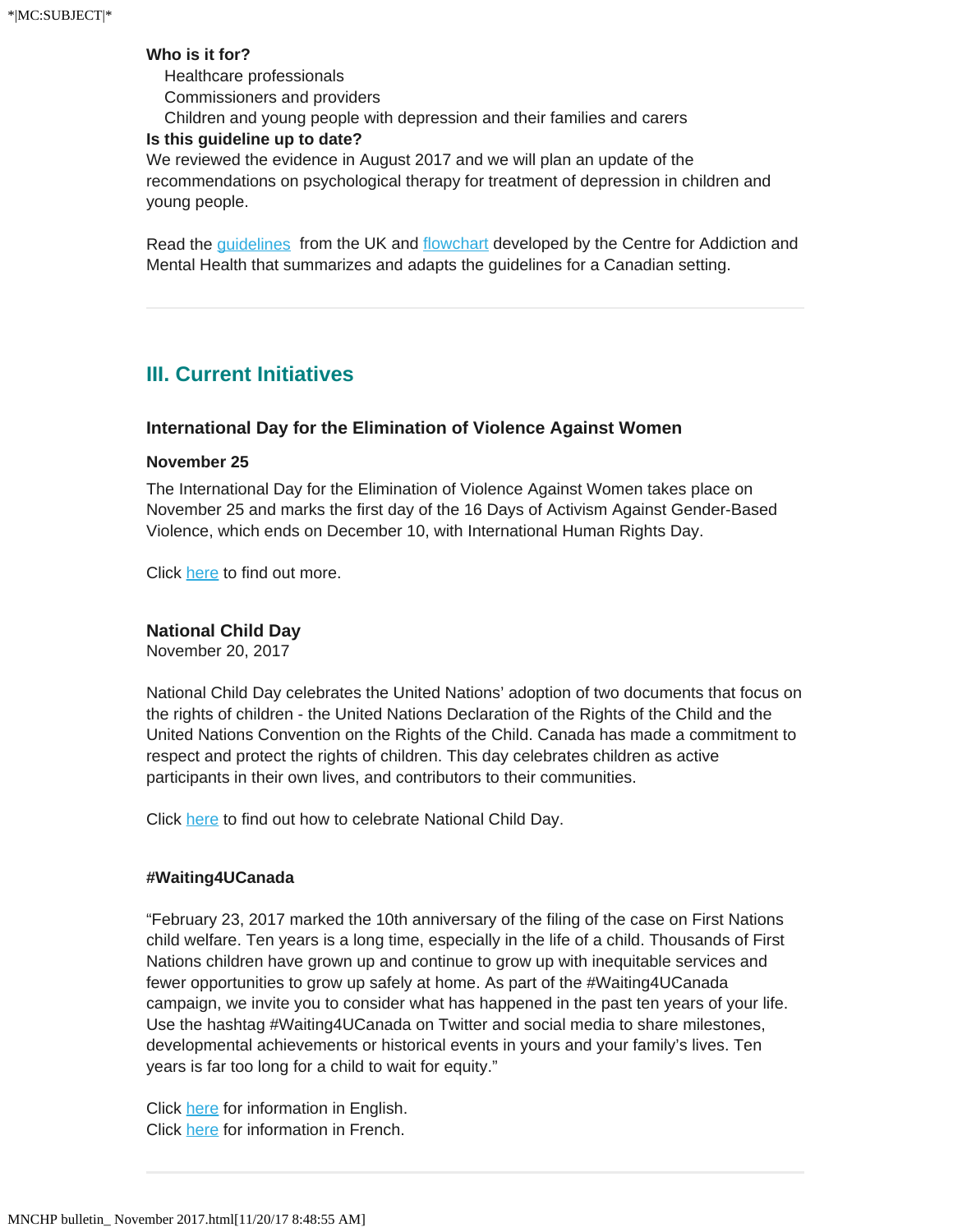**Who is it for?**

Healthcare professionals
Commissioners and providers
Children and young people with depression and their families and carers

**Is this guideline up to date?**

We reviewed the evidence in August 2017 and we will plan an update of the recommendations on psychological therapy for treatment of depression in children and young people.

Read the guidelines from the UK and flowchart developed by the Centre for Addiction and Mental Health that summarizes and adapts the guidelines for a Canadian setting.

---

## III. Current Initiatives

### International Day for the Elimination of Violence Against Women

**November 25**

The International Day for the Elimination of Violence Against Women takes place on November 25 and marks the first day of the 16 Days of Activism Against Gender-Based Violence, which ends on December 10, with International Human Rights Day.

Click here to find out more.

### National Child Day

November 20, 2017

National Child Day celebrates the United Nations' adoption of two documents that focus on the rights of children - the United Nations Declaration of the Rights of the Child and the United Nations Convention on the Rights of the Child. Canada has made a commitment to respect and protect the rights of children. This day celebrates children as active participants in their own lives, and contributors to their communities.

Click here to find out how to celebrate National Child Day.

**#Waiting4UCanada**

"February 23, 2017 marked the 10th anniversary of the filing of the case on First Nations child welfare. Ten years is a long time, especially in the life of a child. Thousands of First Nations children have grown up and continue to grow up with inequitable services and fewer opportunities to grow up safely at home. As part of the #Waiting4UCanada campaign, we invite you to consider what has happened in the past ten years of your life. Use the hashtag #Waiting4UCanada on Twitter and social media to share milestones, developmental achievements or historical events in yours and your family's lives. Ten years is far too long for a child to wait for equity."

Click here for information in English.
Click here for information in French.

---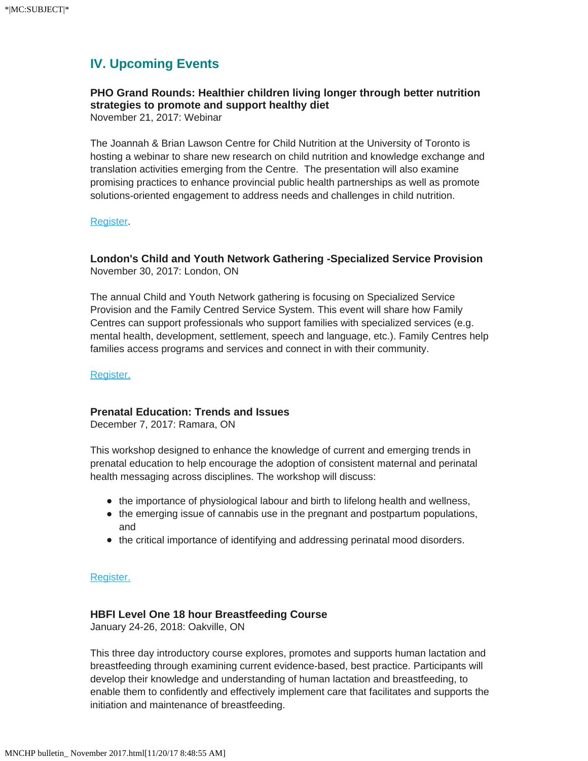## IV. Upcoming Events

**PHO Grand Rounds: Healthier children living longer through better nutrition strategies to promote and support healthy diet**
November 21, 2017: Webinar

The Joannah & Brian Lawson Centre for Child Nutrition at the University of Toronto is hosting a webinar to share new research on child nutrition and knowledge exchange and translation activities emerging from the Centre. The presentation will also examine promising practices to enhance provincial public health partnerships as well as promote solutions-oriented engagement to address needs and challenges in child nutrition.

Register.

**London's Child and Youth Network Gathering -Specialized Service Provision**
November 30, 2017: London, ON

The annual Child and Youth Network gathering is focusing on Specialized Service Provision and the Family Centred Service System. This event will share how Family Centres can support professionals who support families with specialized services (e.g. mental health, development, settlement, speech and language, etc.). Family Centres help families access programs and services and connect in with their community.

Register.

**Prenatal Education: Trends and Issues**
December 7, 2017: Ramara, ON

This workshop designed to enhance the knowledge of current and emerging trends in prenatal education to help encourage the adoption of consistent maternal and perinatal health messaging across disciplines. The workshop will discuss:

- the importance of physiological labour and birth to lifelong health and wellness,
- the emerging issue of cannabis use in the pregnant and postpartum populations, and
- the critical importance of identifying and addressing perinatal mood disorders.

Register.

**HBFI Level One 18 hour Breastfeeding Course**
January 24-26, 2018: Oakville, ON

This three day introductory course explores, promotes and supports human lactation and breastfeeding through examining current evidence-based, best practice. Participants will develop their knowledge and understanding of human lactation and breastfeeding, to enable them to confidently and effectively implement care that facilitates and supports the initiation and maintenance of breastfeeding.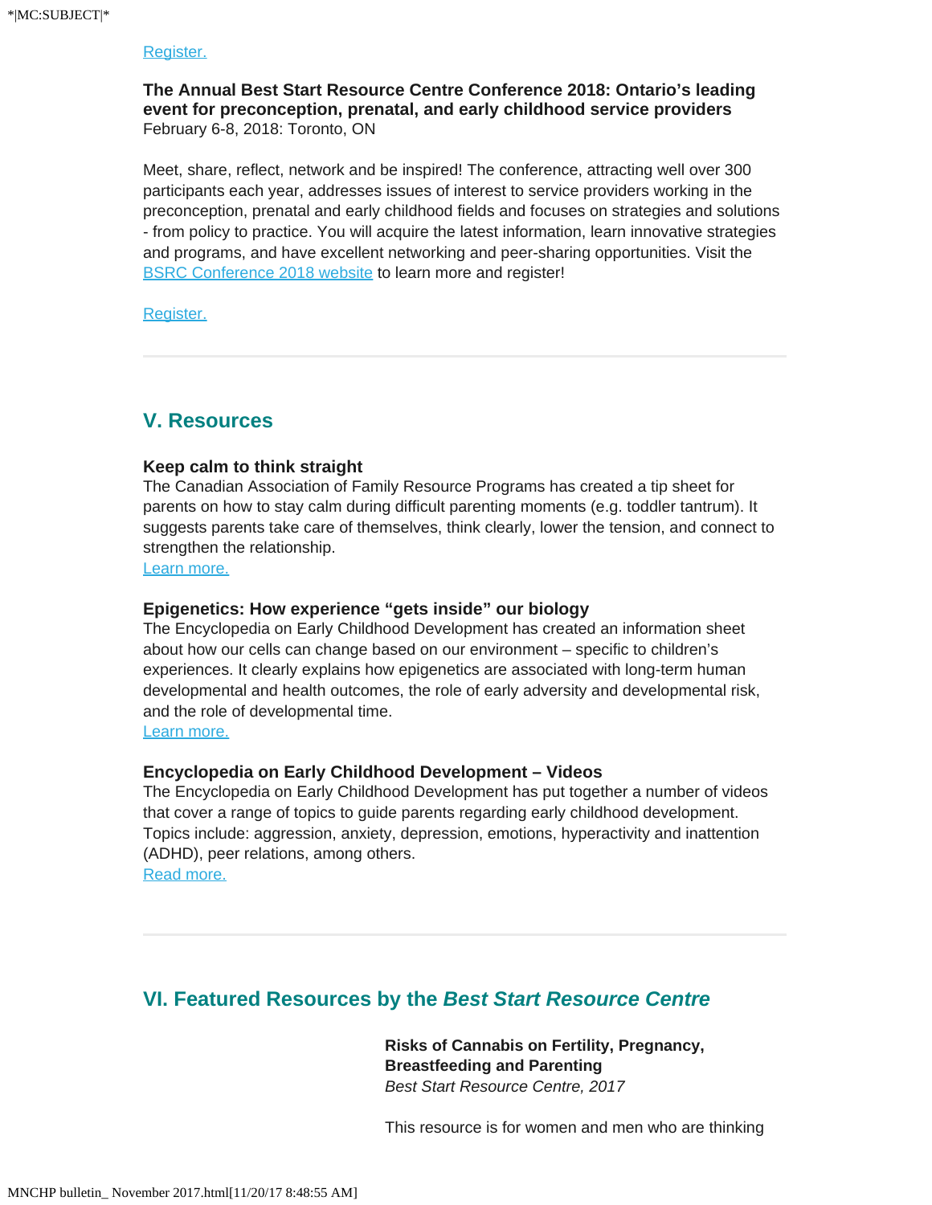Register.

**The Annual Best Start Resource Centre Conference 2018: Ontario's leading event for preconception, prenatal, and early childhood service providers**
February 6-8, 2018: Toronto, ON

Meet, share, reflect, network and be inspired! The conference, attracting well over 300 participants each year, addresses issues of interest to service providers working in the preconception, prenatal and early childhood fields and focuses on strategies and solutions - from policy to practice. You will acquire the latest information, learn innovative strategies and programs, and have excellent networking and peer-sharing opportunities. Visit the BSRC Conference 2018 website to learn more and register!

Register.

## V. Resources

**Keep calm to think straight**
The Canadian Association of Family Resource Programs has created a tip sheet for parents on how to stay calm during difficult parenting moments (e.g. toddler tantrum). It suggests parents take care of themselves, think clearly, lower the tension, and connect to strengthen the relationship.
Learn more.

**Epigenetics: How experience "gets inside" our biology**
The Encyclopedia on Early Childhood Development has created an information sheet about how our cells can change based on our environment – specific to children's experiences. It clearly explains how epigenetics are associated with long-term human developmental and health outcomes, the role of early adversity and developmental risk, and the role of developmental time.
Learn more.

**Encyclopedia on Early Childhood Development – Videos**
The Encyclopedia on Early Childhood Development has put together a number of videos that cover a range of topics to guide parents regarding early childhood development. Topics include: aggression, anxiety, depression, emotions, hyperactivity and inattention (ADHD), peer relations, among others.
Read more.

## VI. Featured Resources by the *Best Start Resource Centre*

**Risks of Cannabis on Fertility, Pregnancy, Breastfeeding and Parenting**
*Best Start Resource Centre, 2017*

This resource is for women and men who are thinking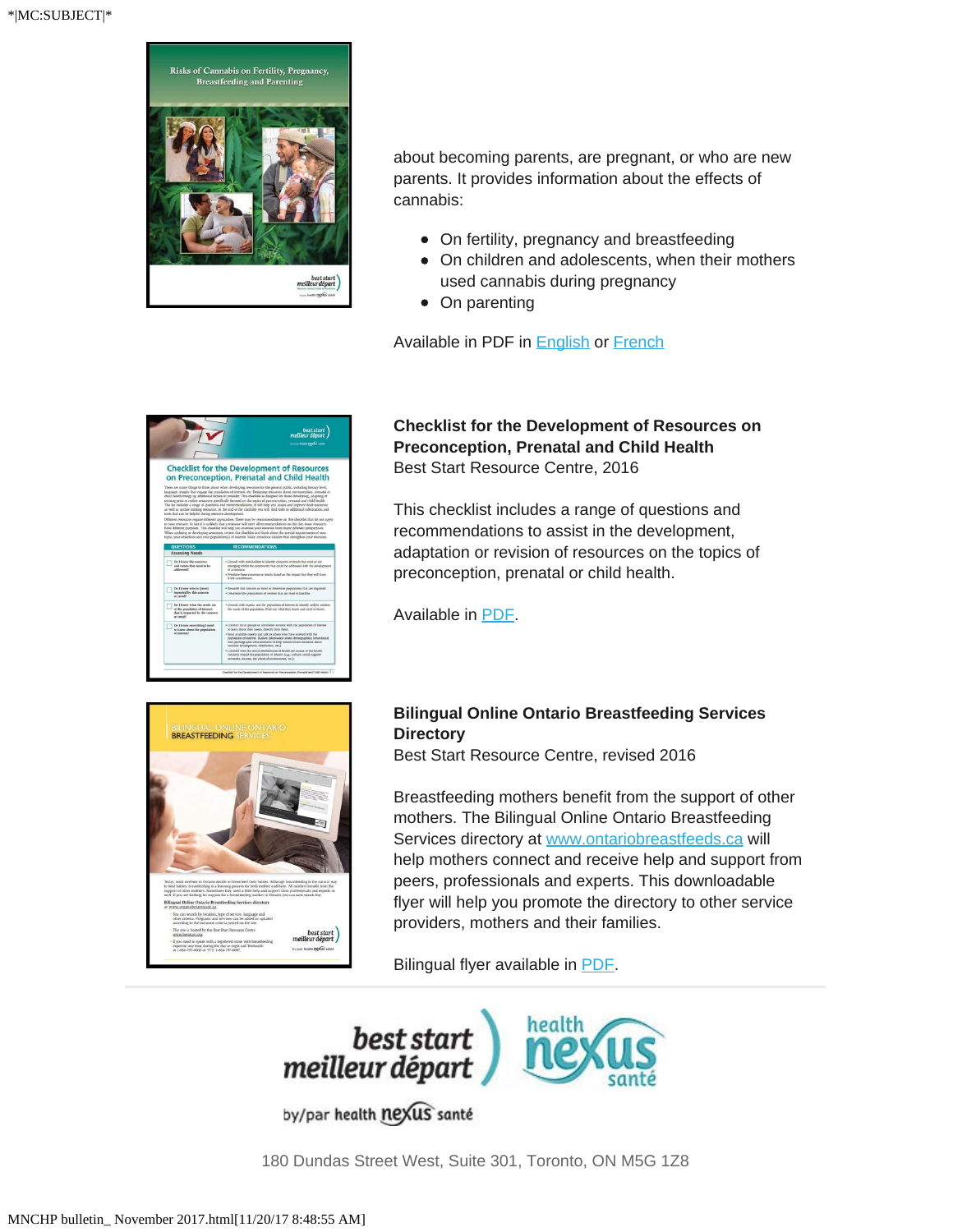about becoming parents, are pregnant, or who are new parents. It provides information about the effects of cannabis:

- On fertility, pregnancy and breastfeeding
- On children and adolescents, when their mothers used cannabis during pregnancy
- On parenting

Available in PDF in English or French

**Checklist for the Development of Resources on Preconception, Prenatal and Child Health**
Best Start Resource Centre, 2016

This checklist includes a range of questions and recommendations to assist in the development, adaptation or revision of resources on the topics of preconception, prenatal or child health.

Available in PDF.

**Bilingual Online Ontario Breastfeeding Services Directory**
Best Start Resource Centre, revised 2016

Breastfeeding mothers benefit from the support of other mothers. The Bilingual Online Ontario Breastfeeding Services directory at www.ontariobreastfeeds.ca will help mothers connect and receive help and support from peers, professionals and experts. This downloadable flyer will help you promote the directory to other service providers, mothers and their families.

Bilingual flyer available in PDF.

best start meilleur départ

by/par health nexus santé

health nexus santé

180 Dundas Street West, Suite 301, Toronto, ON M5G 1Z8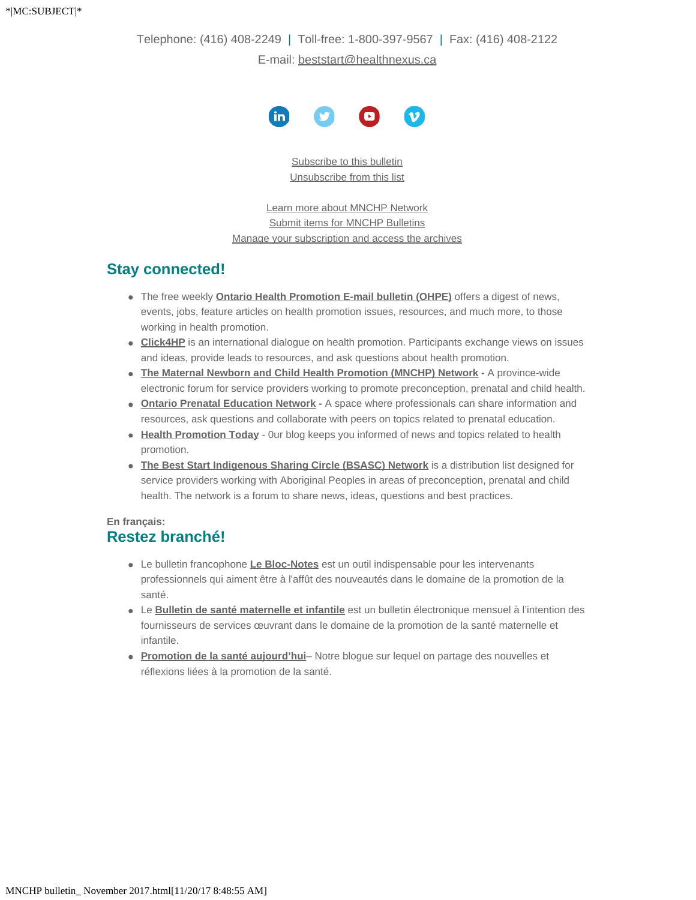*|MC:SUBJECT|*

Telephone: (416) 408-2249 | Toll-free: 1-800-397-9567 | Fax: (416) 408-2122

E-mail: beststart@healthnexus.ca

Subscribe to this bulletin
Unsubscribe from this list

Learn more about MNCHP Network
Submit items for MNCHP Bulletins
Manage your subscription and access the archives

## Stay connected!

- The free weekly **Ontario Health Promotion E-mail bulletin (OHPE)** offers a digest of news, events, jobs, feature articles on health promotion issues, resources, and much more, to those working in health promotion.
- **Click4HP** is an international dialogue on health promotion. Participants exchange views on issues and ideas, provide leads to resources, and ask questions about health promotion.
- **The Maternal Newborn and Child Health Promotion (MNCHP) Network -** A province-wide electronic forum for service providers working to promote preconception, prenatal and child health.
- **Ontario Prenatal Education Network -** A space where professionals can share information and resources, ask questions and collaborate with peers on topics related to prenatal education.
- **Health Promotion Today** - 0ur blog keeps you informed of news and topics related to health promotion.
- **The Best Start Indigenous Sharing Circle (BSASC) Network** is a distribution list designed for service providers working with Aboriginal Peoples in areas of preconception, prenatal and child health. The network is a forum to share news, ideas, questions and best practices.

**En français:**

## Restez branché!

- Le bulletin francophone **Le Bloc-Notes** est un outil indispensable pour les intervenants professionnels qui aiment être à l'affût des nouveautés dans le domaine de la promotion de la santé.
- Le **Bulletin de santé maternelle et infantile** est un bulletin électronique mensuel à l'intention des fournisseurs de services œuvrant dans le domaine de la promotion de la santé maternelle et infantile.
- **Promotion de la santé aujourd'hui**– Notre blogue sur lequel on partage des nouvelles et réflexions liées à la promotion de la santé.